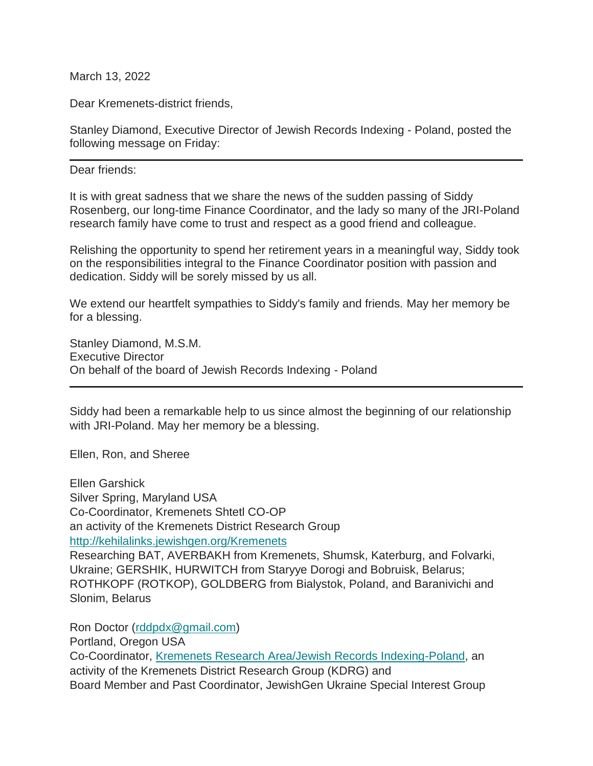March 13, 2022

Dear Kremenets-district friends,

Stanley Diamond, Executive Director of Jewish Records Indexing - Poland, posted the following message on Friday:

---

Dear friends:

It is with great sadness that we share the news of the sudden passing of Siddy Rosenberg, our long-time Finance Coordinator, and the lady so many of the JRI-Poland research family have come to trust and respect as a good friend and colleague.

Relishing the opportunity to spend her retirement years in a meaningful way, Siddy took on the responsibilities integral to the Finance Coordinator position with passion and dedication. Siddy will be sorely missed by us all.

We extend our heartfelt sympathies to Siddy's family and friends. May her memory be for a blessing.

Stanley Diamond, M.S.M.
Executive Director
On behalf of the board of Jewish Records Indexing - Poland

---

Siddy had been a remarkable help to us since almost the beginning of our relationship with JRI-Poland. May her memory be a blessing.

Ellen, Ron, and Sheree

Ellen Garshick
Silver Spring, Maryland USA
Co-Coordinator, Kremenets Shtetl CO-OP
an activity of the Kremenets District Research Group
[http://kehilalinks.jewishgen.org/Kremenets](http://kehilalinks.jewishgen.org/Kremenets)
Researching BAT, AVERBAKH from Kremenets, Shumsk, Katerburg, and Folvarki, Ukraine; GERSHIK, HURWITCH from Staryye Dorogi and Bobruisk, Belarus; ROTHKOPF (ROTKOP), GOLDBERG from Bialystok, Poland, and Baranivichi and Slonim, Belarus

Ron Doctor (rddpdx@gmail.com)
Portland, Oregon USA
Co-Coordinator, Kremenets Research Area/Jewish Records Indexing-Poland, an activity of the Kremenets District Research Group (KDRG) and
Board Member and Past Coordinator, JewishGen Ukraine Special Interest Group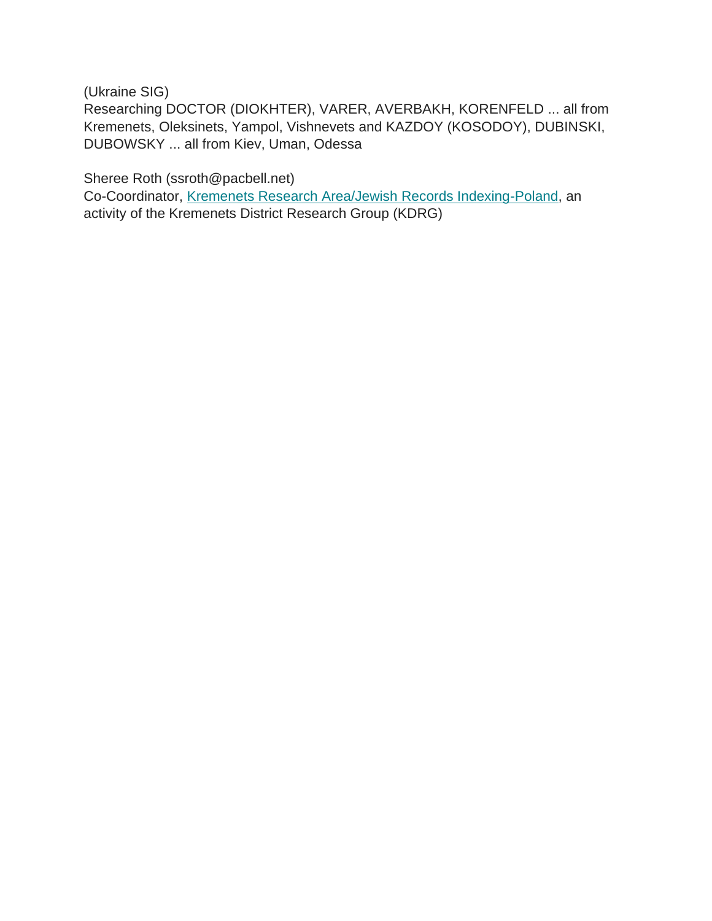(Ukraine SIG)
Researching DOCTOR (DIOKHTER), VARER, AVERBAKH, KORENFELD ... all from Kremenets, Oleksinets, Yampol, Vishnevets and KAZDOY (KOSODOY), DUBINSKI, DUBOWSKY ... all from Kiev, Uman, Odessa

Sheree Roth (ssroth@pacbell.net)
Co-Coordinator, Kremenets Research Area/Jewish Records Indexing-Poland, an activity of the Kremenets District Research Group (KDRG)